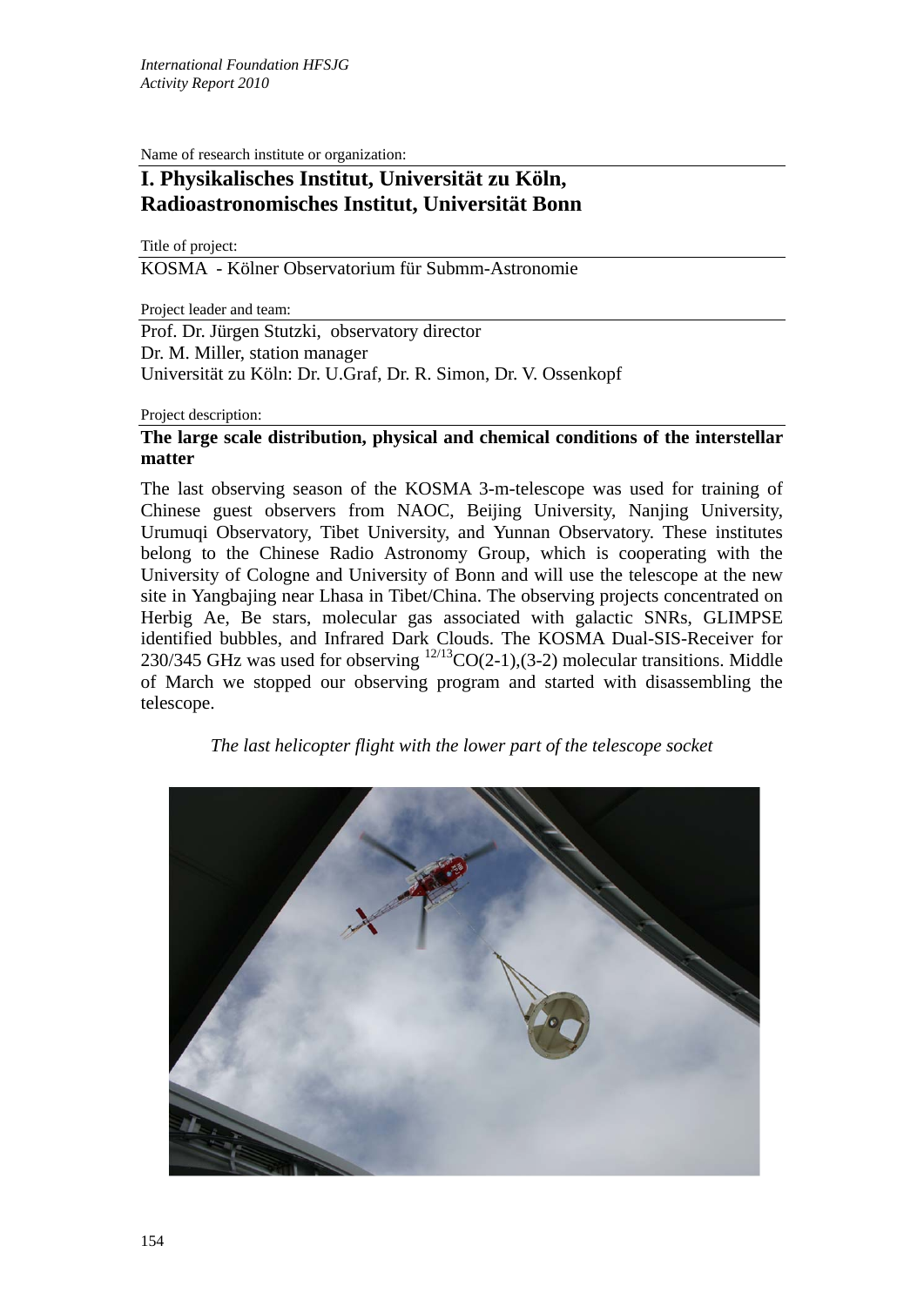Name of research institute or organization:

# I. Physikalisches Institut, Universität zu Köln, Radioastronomisches Institut, Universität Bonn

Title of project:

KOSMA - Kölner Observatorium für Submm-Astronomie

Project leader and team:

Prof. Dr. Jürgen Stutzki, observatory director
Dr. M. Miller, station manager
Universität zu Köln: Dr. U.Graf, Dr. R. Simon, Dr. V. Ossenkopf

Project description:

**The large scale distribution, physical and chemical conditions of the interstellar matter**

The last observing season of the KOSMA 3-m-telescope was used for training of Chinese guest observers from NAOC, Beijing University, Nanjing University, Urumuqi Observatory, Tibet University, and Yunnan Observatory. These institutes belong to the Chinese Radio Astronomy Group, which is cooperating with the University of Cologne and University of Bonn and will use the telescope at the new site in Yangbajing near Lhasa in Tibet/China. The observing projects concentrated on Herbig Ae, Be stars, molecular gas associated with galactic SNRs, GLIMPSE identified bubbles, and Infrared Dark Clouds. The KOSMA Dual-SIS-Receiver for 230/345 GHz was used for observing $^{12/13}CO(2\text{-}1),(3\text{-}2)$ molecular transitions. Middle of March we stopped our observing program and started with disassembling the telescope.

*The last helicopter flight with the lower part of the telescope socket*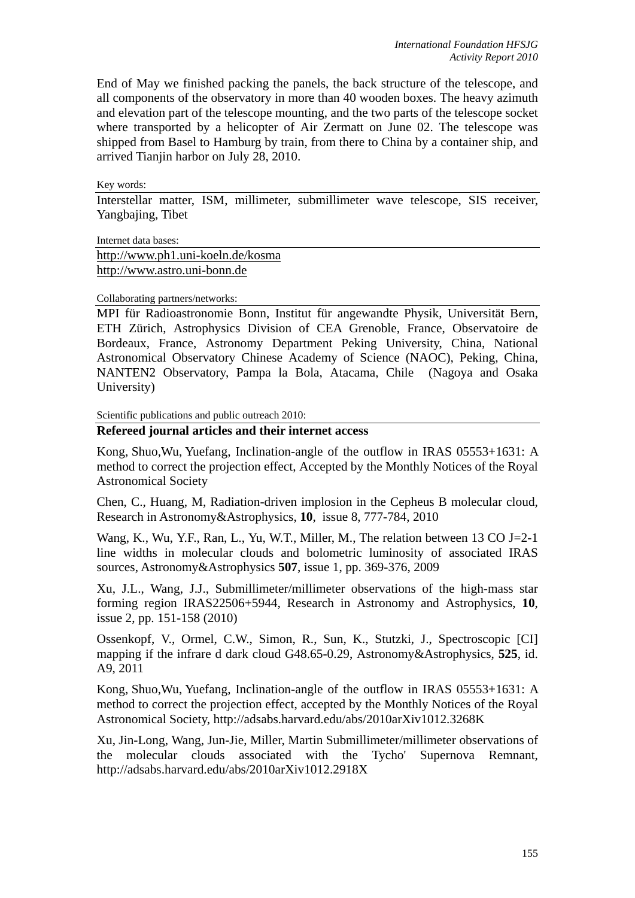End of May we finished packing the panels, the back structure of the telescope, and all components of the observatory in more than 40 wooden boxes. The heavy azimuth and elevation part of the telescope mounting, and the two parts of the telescope socket where transported by a helicopter of Air Zermatt on June 02. The telescope was shipped from Basel to Hamburg by train, from there to China by a container ship, and arrived Tianjin harbor on July 28, 2010.

Key words:

Interstellar matter, ISM, millimeter, submillimeter wave telescope, SIS receiver, Yangbajing, Tibet

Internet data bases:

http://www.ph1.uni-koeln.de/kosma
http://www.astro.uni-bonn.de

Collaborating partners/networks:

MPI für Radioastronomie Bonn, Institut für angewandte Physik, Universität Bern, ETH Zürich, Astrophysics Division of CEA Grenoble, France, Observatoire de Bordeaux, France, Astronomy Department Peking University, China, National Astronomical Observatory Chinese Academy of Science (NAOC), Peking, China, NANTEN2 Observatory, Pampa la Bola, Atacama, Chile (Nagoya and Osaka University)

Scientific publications and public outreach 2010:

**Refereed journal articles and their internet access**

Kong, Shuo,Wu, Yuefang, Inclination-angle of the outflow in IRAS 05553+1631: A method to correct the projection effect, Accepted by the Monthly Notices of the Royal Astronomical Society

Chen, C., Huang, M, Radiation-driven implosion in the Cepheus B molecular cloud, Research in Astronomy&Astrophysics, **10**, issue 8, 777-784, 2010

Wang, K., Wu, Y.F., Ran, L., Yu, W.T., Miller, M., The relation between 13 CO J=2-1 line widths in molecular clouds and bolometric luminosity of associated IRAS sources, Astronomy&Astrophysics **507**, issue 1, pp. 369-376, 2009

Xu, J.L., Wang, J.J., Submillimeter/millimeter observations of the high-mass star forming region IRAS22506+5944, Research in Astronomy and Astrophysics, **10**, issue 2, pp. 151-158 (2010)

Ossenkopf, V., Ormel, C.W., Simon, R., Sun, K., Stutzki, J., Spectroscopic [CI] mapping if the infrare d dark cloud G48.65-0.29, Astronomy&Astrophysics, **525**, id. A9, 2011

Kong, Shuo,Wu, Yuefang, Inclination-angle of the outflow in IRAS 05553+1631: A method to correct the projection effect, accepted by the Monthly Notices of the Royal Astronomical Society, http://adsabs.harvard.edu/abs/2010arXiv1012.3268K

Xu, Jin-Long, Wang, Jun-Jie, Miller, Martin Submillimeter/millimeter observations of the molecular clouds associated with the Tycho' Supernova Remnant, http://adsabs.harvard.edu/abs/2010arXiv1012.2918X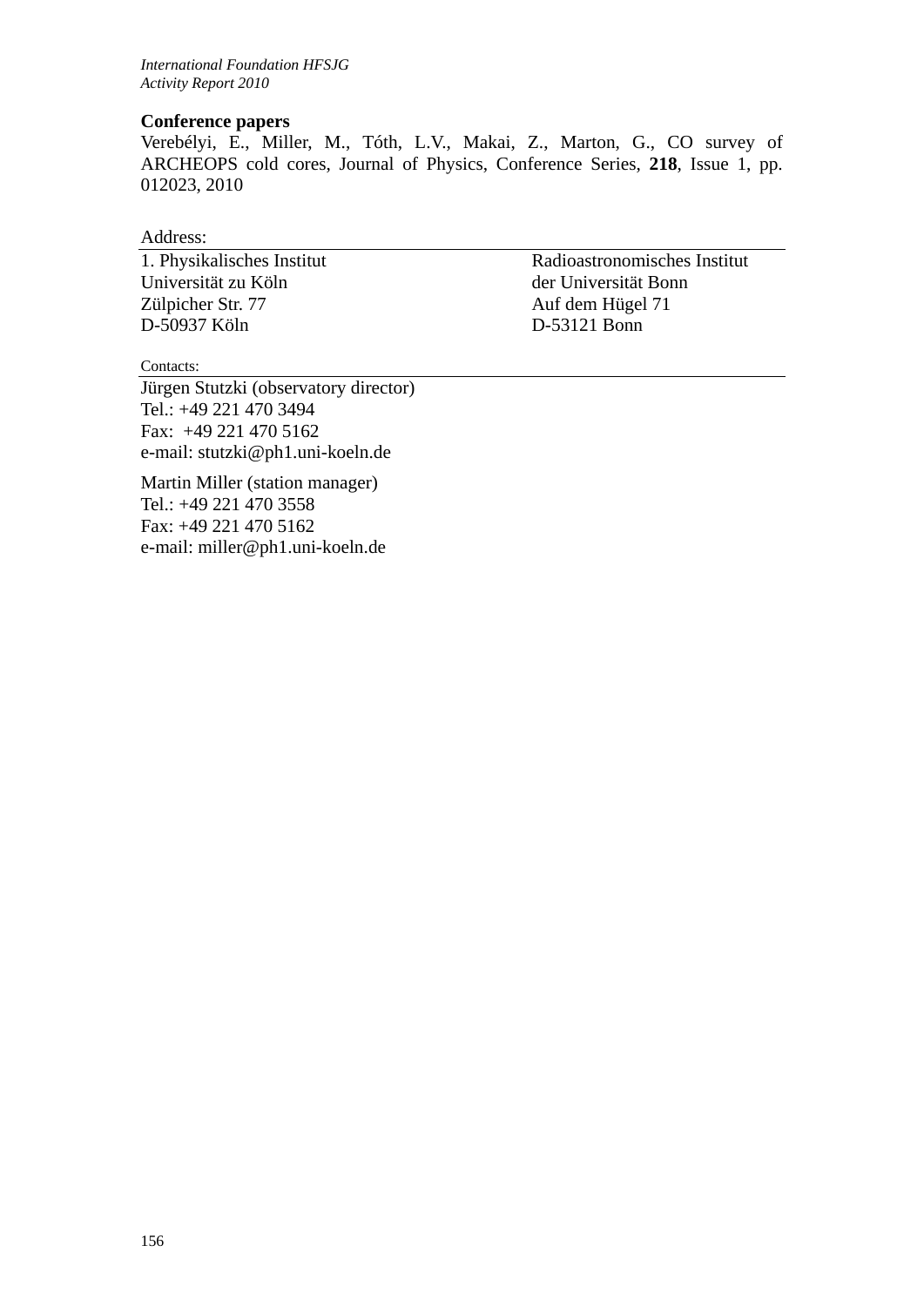**Conference papers**

Verebélyi, E., Miller, M., Tóth, L.V., Makai, Z., Marton, G., CO survey of ARCHEOPS cold cores, Journal of Physics, Conference Series, **218**, Issue 1, pp. 012023, 2010

Address:

| | |
|---|---|
| 1. Physikalisches Institut | Radioastronomisches Institut |
| Universität zu Köln | der Universität Bonn |
| Zülpicher Str. 77 | Auf dem Hügel 71 |
| D-50937 Köln | D-53121 Bonn |

Contacts:

Jürgen Stutzki (observatory director)
Tel.: +49 221 470 3494
Fax: +49 221 470 5162
e-mail: stutzki@ph1.uni-koeln.de

Martin Miller (station manager)
Tel.: +49 221 470 3558
Fax: +49 221 470 5162
e-mail: miller@ph1.uni-koeln.de